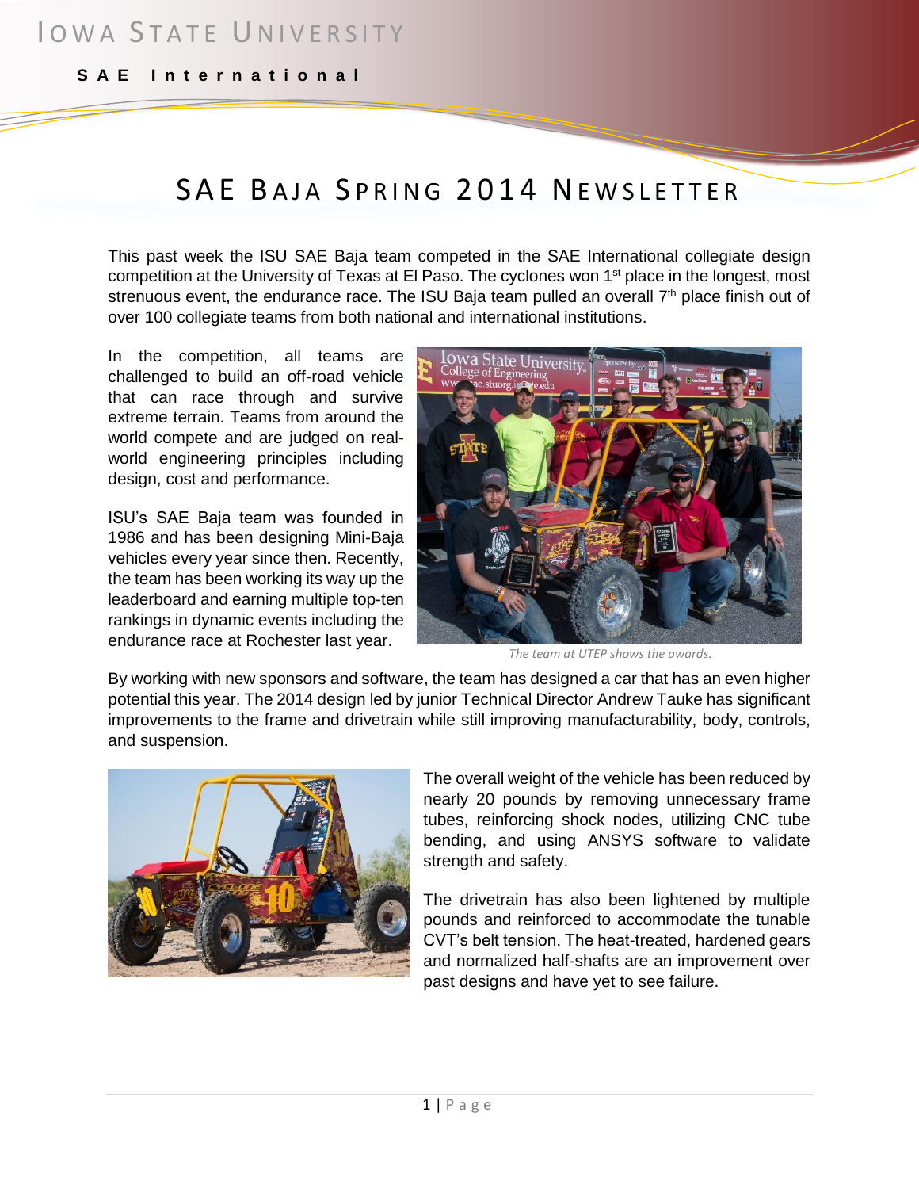IOWA STATE UNIVERSITY

SAE International

# SAE BAJA SPRING 2014 NEWSLETTER

This past week the ISU SAE Baja team competed in the SAE International collegiate design competition at the University of Texas at El Paso. The cyclones won 1st place in the longest, most strenuous event, the endurance race. The ISU Baja team pulled an overall 7th place finish out of over 100 collegiate teams from both national and international institutions.

In the competition, all teams are challenged to build an off-road vehicle that can race through and survive extreme terrain. Teams from around the world compete and are judged on real-world engineering principles including design, cost and performance.

ISU's SAE Baja team was founded in 1986 and has been designing Mini-Baja vehicles every year since then. Recently, the team has been working its way up the leaderboard and earning multiple top-ten rankings in dynamic events including the endurance race at Rochester last year.

*The team at UTEP shows the awards.*

By working with new sponsors and software, the team has designed a car that has an even higher potential this year. The 2014 design led by junior Technical Director Andrew Tauke has significant improvements to the frame and drivetrain while still improving manufacturability, body, controls, and suspension.

The overall weight of the vehicle has been reduced by nearly 20 pounds by removing unnecessary frame tubes, reinforcing shock nodes, utilizing CNC tube bending, and using ANSYS software to validate strength and safety.

The drivetrain has also been lightened by multiple pounds and reinforced to accommodate the tunable CVT's belt tension. The heat-treated, hardened gears and normalized half-shafts are an improvement over past designs and have yet to see failure.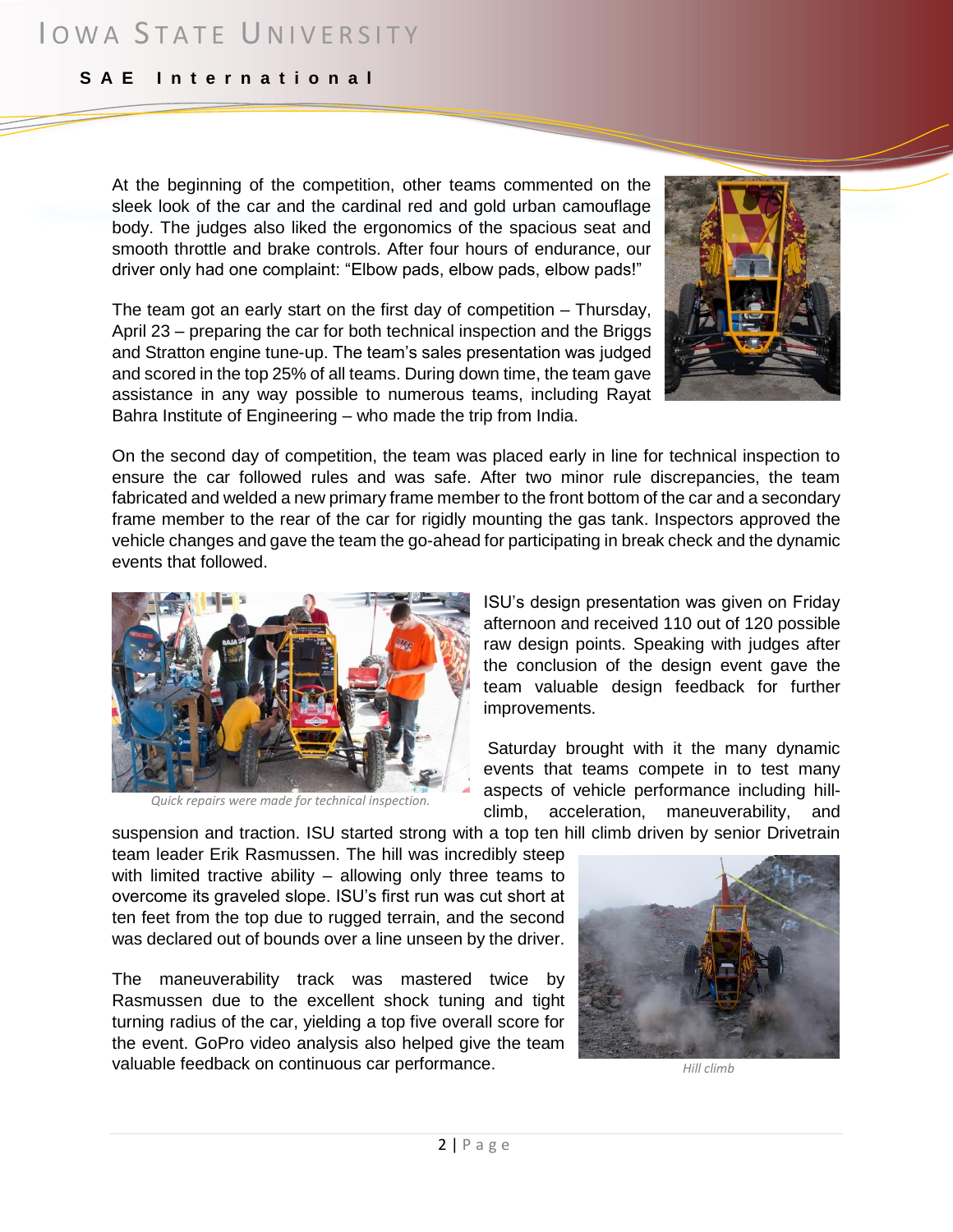At the beginning of the competition, other teams commented on the sleek look of the car and the cardinal red and gold urban camouflage body. The judges also liked the ergonomics of the spacious seat and smooth throttle and brake controls. After four hours of endurance, our driver only had one complaint: "Elbow pads, elbow pads, elbow pads!"

The team got an early start on the first day of competition – Thursday, April 23 – preparing the car for both technical inspection and the Briggs and Stratton engine tune-up. The team's sales presentation was judged and scored in the top 25% of all teams. During down time, the team gave assistance in any way possible to numerous teams, including Rayat Bahra Institute of Engineering – who made the trip from India.

On the second day of competition, the team was placed early in line for technical inspection to ensure the car followed rules and was safe. After two minor rule discrepancies, the team fabricated and welded a new primary frame member to the front bottom of the car and a secondary frame member to the rear of the car for rigidly mounting the gas tank. Inspectors approved the vehicle changes and gave the team the go-ahead for participating in break check and the dynamic events that followed.

*Quick repairs were made for technical inspection.*

ISU's design presentation was given on Friday afternoon and received 110 out of 120 possible raw design points. Speaking with judges after the conclusion of the design event gave the team valuable design feedback for further improvements.

Saturday brought with it the many dynamic events that teams compete in to test many aspects of vehicle performance including hill-climb, acceleration, maneuverability, and suspension and traction. ISU started strong with a top ten hill climb driven by senior Drivetrain team leader Erik Rasmussen. The hill was incredibly steep with limited tractive ability – allowing only three teams to overcome its graveled slope. ISU's first run was cut short at ten feet from the top due to rugged terrain, and the second was declared out of bounds over a line unseen by the driver.

The maneuverability track was mastered twice by Rasmussen due to the excellent shock tuning and tight turning radius of the car, yielding a top five overall score for the event. GoPro video analysis also helped give the team valuable feedback on continuous car performance.

*Hill climb*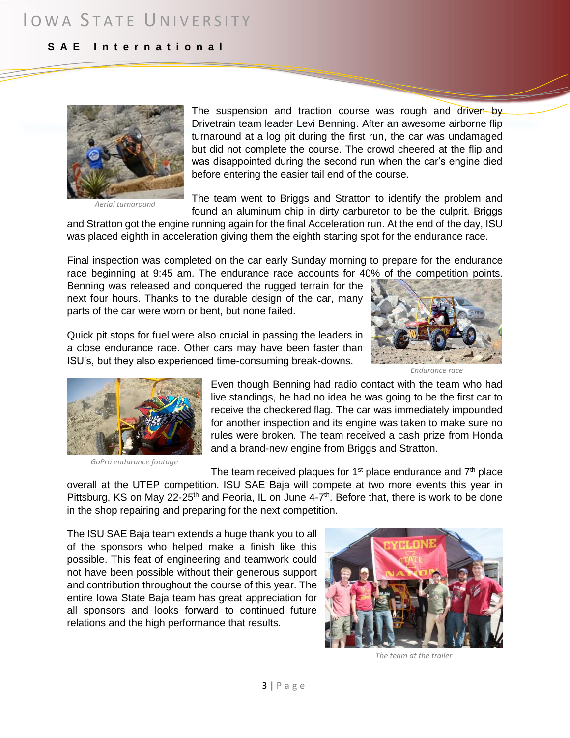The suspension and traction course was rough and driven by Drivetrain team leader Levi Benning. After an awesome airborne flip turnaround at a log pit during the first run, the car was undamaged but did not complete the course. The crowd cheered at the flip and was disappointed during the second run when the car's engine died before entering the easier tail end of the course.

*Aerial turnaround*

The team went to Briggs and Stratton to identify the problem and found an aluminum chip in dirty carburetor to be the culprit. Briggs and Stratton got the engine running again for the final Acceleration run. At the end of the day, ISU was placed eighth in acceleration giving them the eighth starting spot for the endurance race.

Final inspection was completed on the car early Sunday morning to prepare for the endurance race beginning at 9:45 am. The endurance race accounts for 40% of the competition points. Benning was released and conquered the rugged terrain for the next four hours. Thanks to the durable design of the car, many parts of the car were worn or bent, but none failed.

Quick pit stops for fuel were also crucial in passing the leaders in a close endurance race. Other cars may have been faster than ISU's, but they also experienced time-consuming break-downs.

*Endurance race*

Even though Benning had radio contact with the team who had live standings, he had no idea he was going to be the first car to receive the checkered flag. The car was immediately impounded for another inspection and its engine was taken to make sure no rules were broken. The team received a cash prize from Honda and a brand-new engine from Briggs and Stratton.

*GoPro endurance footage*

The team received plaques for 1st place endurance and 7th place overall at the UTEP competition. ISU SAE Baja will compete at two more events this year in Pittsburg, KS on May 22-25th and Peoria, IL on June 4-7th. Before that, there is work to be done in the shop repairing and preparing for the next competition.

The ISU SAE Baja team extends a huge thank you to all of the sponsors who helped make a finish like this possible. This feat of engineering and teamwork could not have been possible without their generous support and contribution throughout the course of this year. The entire Iowa State Baja team has great appreciation for all sponsors and looks forward to continued future relations and the high performance that results.

*The team at the trailer*